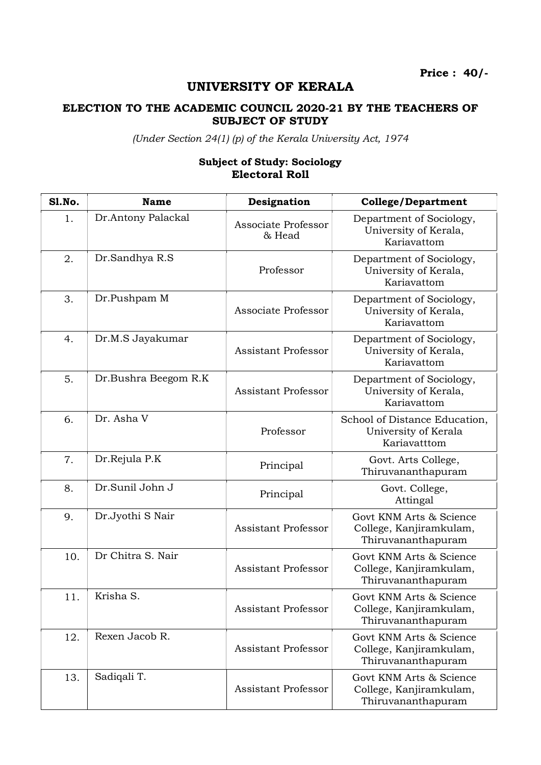**Price : 40/-**

# UNIVERSITY OF KERALA

## ELECTION TO THE ACADEMIC COUNCIL 2020-21 BY THE TEACHERS OF SUBJECT OF STUDY

*(Under Section 24(1) (p) of the Kerala University Act, 1974*

**Subject of Study: Sociology**
**Electoral Roll**

| Sl.No. | Name | Designation | College/Department |
|---|---|---|---|
| 1. | Dr.Antony Palackal | Associate Professor & Head | Department of Sociology, University of Kerala, Kariavattom |
| 2. | Dr.Sandhya R.S | Professor | Department of Sociology, University of Kerala, Kariavattom |
| 3. | Dr.Pushpam M | Associate Professor | Department of Sociology, University of Kerala, Kariavattom |
| 4. | Dr.M.S Jayakumar | Assistant Professor | Department of Sociology, University of Kerala, Kariavattom |
| 5. | Dr.Bushra Beegom R.K | Assistant Professor | Department of Sociology, University of Kerala, Kariavattom |
| 6. | Dr. Asha V | Professor | School of Distance Education, University of Kerala Kariavatttom |
| 7. | Dr.Rejula P.K | Principal | Govt. Arts College, Thiruvananthapuram |
| 8. | Dr.Sunil John J | Principal | Govt. College, Attingal |
| 9. | Dr.Jyothi S Nair | Assistant Professor | Govt KNM Arts & Science College, Kanjiramkulam, Thiruvananthapuram |
| 10. | Dr Chitra S. Nair | Assistant Professor | Govt KNM Arts & Science College, Kanjiramkulam, Thiruvananthapuram |
| 11. | Krisha S. | Assistant Professor | Govt KNM Arts & Science College, Kanjiramkulam, Thiruvananthapuram |
| 12. | Rexen Jacob R. | Assistant Professor | Govt KNM Arts & Science College, Kanjiramkulam, Thiruvananthapuram |
| 13. | Sadiqali T. | Assistant Professor | Govt KNM Arts & Science College, Kanjiramkulam, Thiruvananthapuram |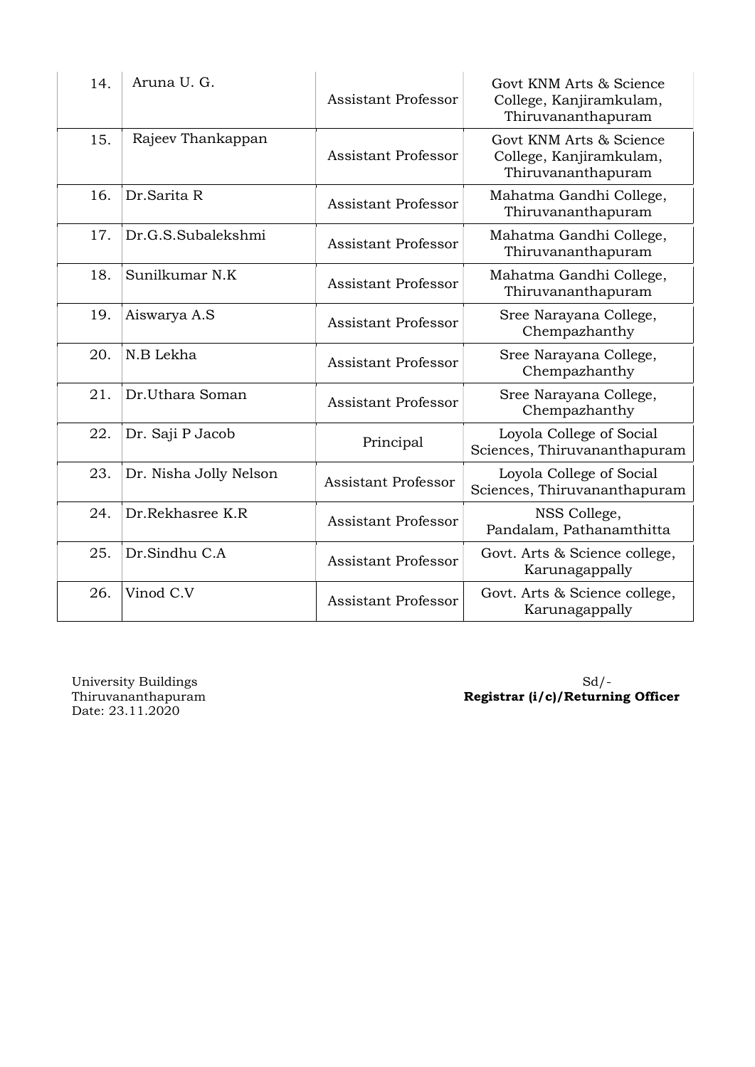| | | | |
|---|---|---|---|
| 14. | Aruna U. G. | Assistant Professor | Govt KNM Arts & Science College, Kanjiramkulam, Thiruvananthapuram |
| 15. | Rajeev Thankappan | Assistant Professor | Govt KNM Arts & Science College, Kanjiramkulam, Thiruvananthapuram |
| 16. | Dr.Sarita R | Assistant Professor | Mahatma Gandhi College, Thiruvananthapuram |
| 17. | Dr.G.S.Subalekshmi | Assistant Professor | Mahatma Gandhi College, Thiruvananthapuram |
| 18. | Sunilkumar N.K | Assistant Professor | Mahatma Gandhi College, Thiruvananthapuram |
| 19. | Aiswarya A.S | Assistant Professor | Sree Narayana College, Chempazhanthy |
| 20. | N.B Lekha | Assistant Professor | Sree Narayana College, Chempazhanthy |
| 21. | Dr.Uthara Soman | Assistant Professor | Sree Narayana College, Chempazhanthy |
| 22. | Dr. Saji P Jacob | Principal | Loyola College of Social Sciences, Thiruvananthapuram |
| 23. | Dr. Nisha Jolly Nelson | Assistant Professor | Loyola College of Social Sciences, Thiruvananthapuram |
| 24. | Dr.Rekhasree K.R | Assistant Professor | NSS College, Pandalam, Pathanamthitta |
| 25. | Dr.Sindhu C.A | Assistant Professor | Govt. Arts & Science college, Karunagappally |
| 26. | Vinod C.V | Assistant Professor | Govt. Arts & Science college, Karunagappally |

University Buildings
Thiruvananthapuram
Date: 23.11.2020

Sd/-
**Registrar (i/c)/Returning Officer**